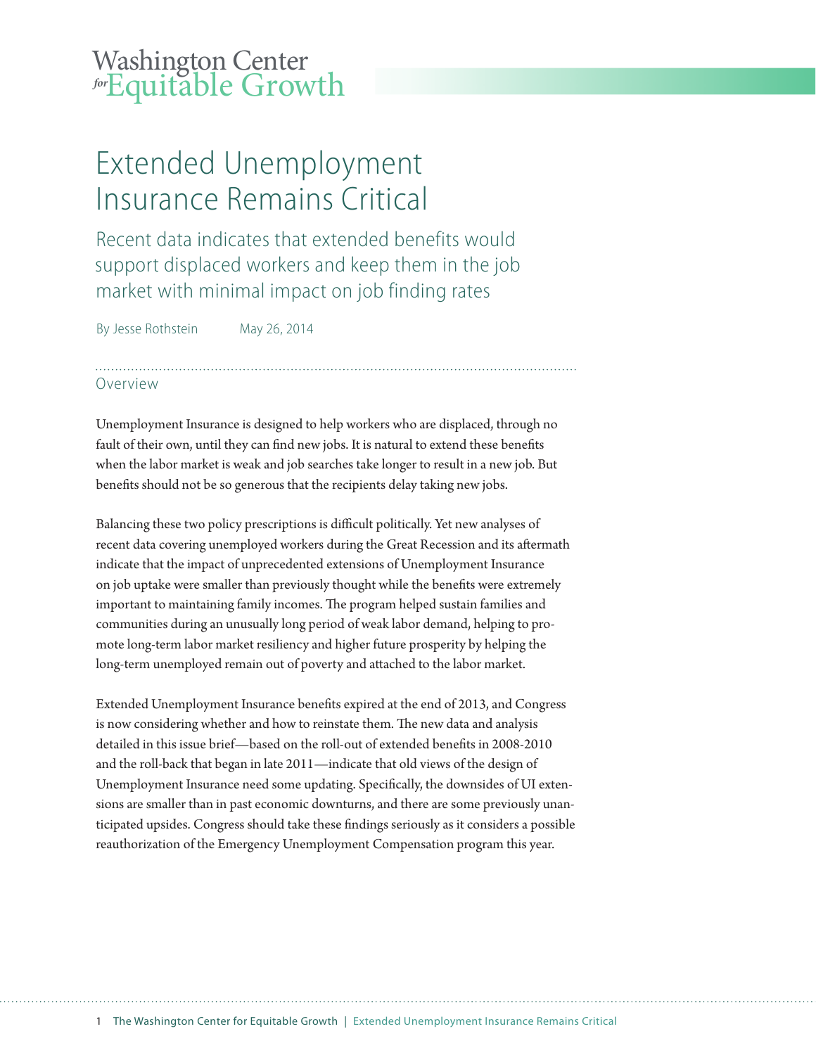Washington Center *for* Equitable Growth

# Extended Unemployment Insurance Remains Critical

## Recent data indicates that extended benefits would support displaced workers and keep them in the job market with minimal impact on job finding rates

By Jesse Rothstein  May 26, 2014

### Overview

Unemployment Insurance is designed to help workers who are displaced, through no fault of their own, until they can find new jobs. It is natural to extend these benefits when the labor market is weak and job searches take longer to result in a new job. But benefits should not be so generous that the recipients delay taking new jobs.

Balancing these two policy prescriptions is difficult politically. Yet new analyses of recent data covering unemployed workers during the Great Recession and its aftermath indicate that the impact of unprecedented extensions of Unemployment Insurance on job uptake were smaller than previously thought while the benefits were extremely important to maintaining family incomes. The program helped sustain families and communities during an unusually long period of weak labor demand, helping to promote long-term labor market resiliency and higher future prosperity by helping the long-term unemployed remain out of poverty and attached to the labor market.

Extended Unemployment Insurance benefits expired at the end of 2013, and Congress is now considering whether and how to reinstate them. The new data and analysis detailed in this issue brief—based on the roll-out of extended benefits in 2008-2010 and the roll-back that began in late 2011—indicate that old views of the design of Unemployment Insurance need some updating. Specifically, the downsides of UI extensions are smaller than in past economic downturns, and there are some previously unanticipated upsides. Congress should take these findings seriously as it considers a possible reauthorization of the Emergency Unemployment Compensation program this year.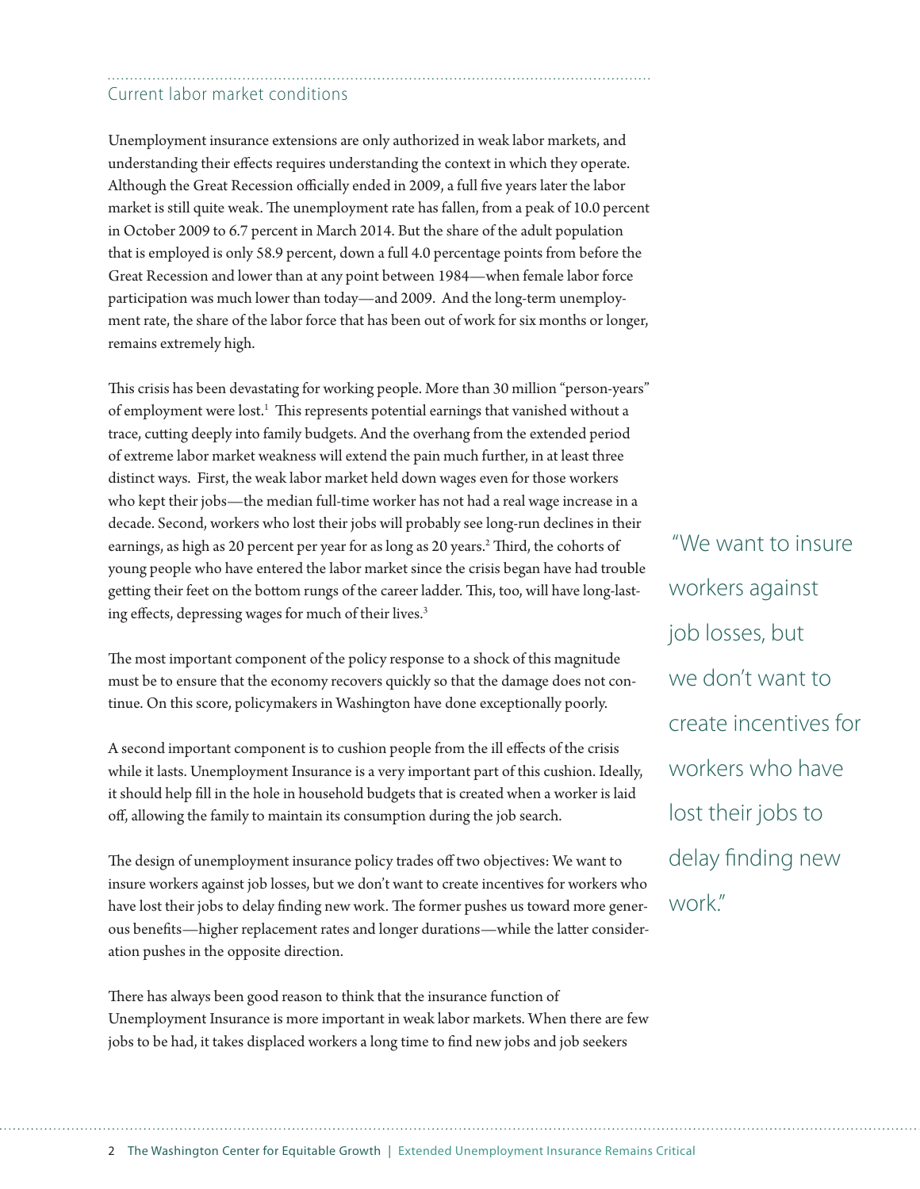## Current labor market conditions

Unemployment insurance extensions are only authorized in weak labor markets, and understanding their effects requires understanding the context in which they operate. Although the Great Recession officially ended in 2009, a full five years later the labor market is still quite weak. The unemployment rate has fallen, from a peak of 10.0 percent in October 2009 to 6.7 percent in March 2014. But the share of the adult population that is employed is only 58.9 percent, down a full 4.0 percentage points from before the Great Recession and lower than at any point between 1984—when female labor force participation was much lower than today—and 2009. And the long-term unemployment rate, the share of the labor force that has been out of work for six months or longer, remains extremely high.

This crisis has been devastating for working people. More than 30 million "person-years" of employment were lost.[1] This represents potential earnings that vanished without a trace, cutting deeply into family budgets. And the overhang from the extended period of extreme labor market weakness will extend the pain much further, in at least three distinct ways. First, the weak labor market held down wages even for those workers who kept their jobs—the median full-time worker has not had a real wage increase in a decade. Second, workers who lost their jobs will probably see long-run declines in their earnings, as high as 20 percent per year for as long as 20 years.[2] Third, the cohorts of young people who have entered the labor market since the crisis began have had trouble getting their feet on the bottom rungs of the career ladder. This, too, will have long-lasting effects, depressing wages for much of their lives.[3]

The most important component of the policy response to a shock of this magnitude must be to ensure that the economy recovers quickly so that the damage does not continue. On this score, policymakers in Washington have done exceptionally poorly.

A second important component is to cushion people from the ill effects of the crisis while it lasts. Unemployment Insurance is a very important part of this cushion. Ideally, it should help fill in the hole in household budgets that is created when a worker is laid off, allowing the family to maintain its consumption during the job search.

The design of unemployment insurance policy trades off two objectives: We want to insure workers against job losses, but we don't want to create incentives for workers who have lost their jobs to delay finding new work. The former pushes us toward more generous benefits—higher replacement rates and longer durations—while the latter consideration pushes in the opposite direction.

> "We want to insure workers against job losses, but we don't want to create incentives for workers who have lost their jobs to delay finding new work."

There has always been good reason to think that the insurance function of Unemployment Insurance is more important in weak labor markets. When there are few jobs to be had, it takes displaced workers a long time to find new jobs and job seekers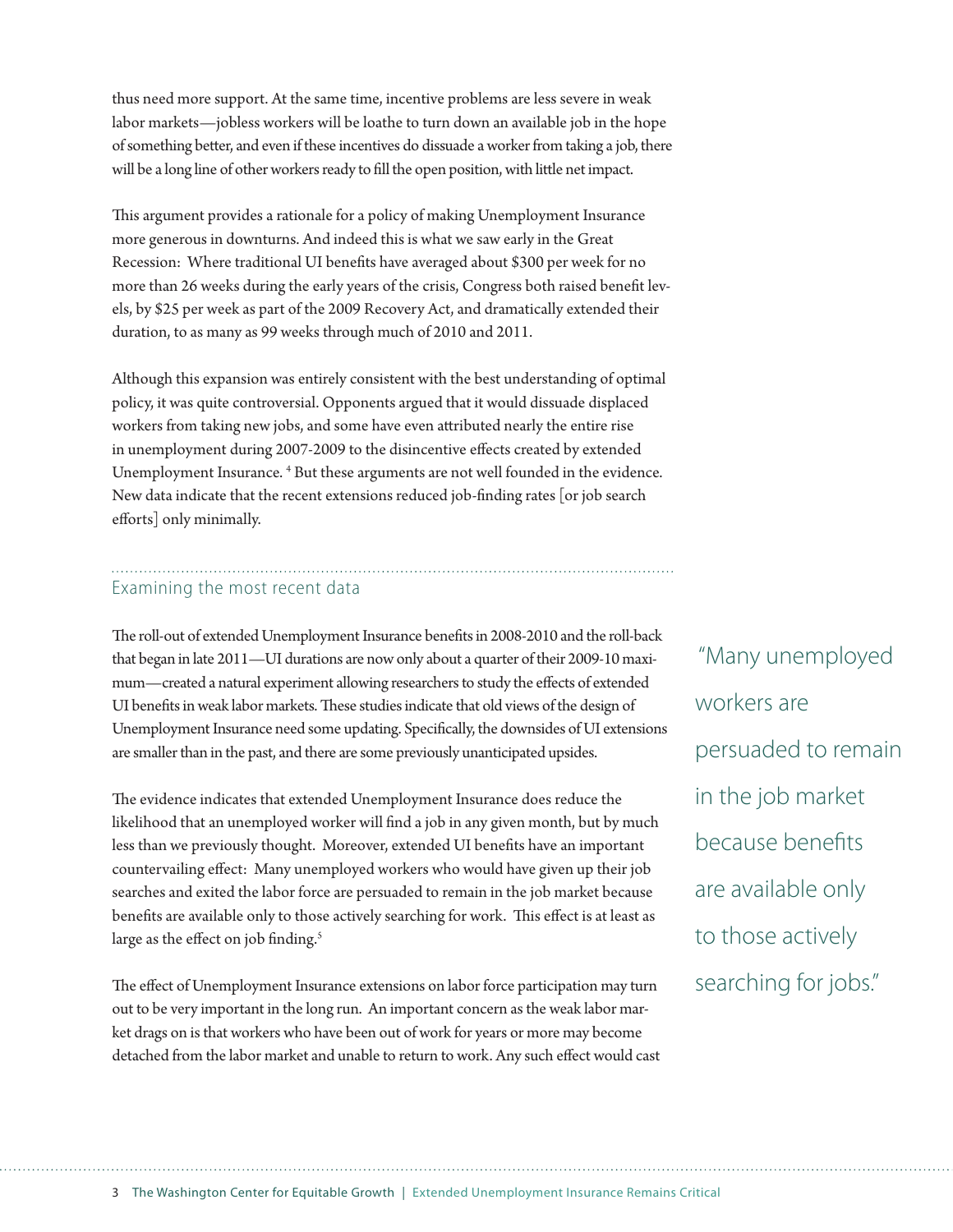thus need more support. At the same time, incentive problems are less severe in weak labor markets—jobless workers will be loathe to turn down an available job in the hope of something better, and even if these incentives do dissuade a worker from taking a job, there will be a long line of other workers ready to fill the open position, with little net impact.

This argument provides a rationale for a policy of making Unemployment Insurance more generous in downturns. And indeed this is what we saw early in the Great Recession: Where traditional UI benefits have averaged about $300 per week for no more than 26 weeks during the early years of the crisis, Congress both raised benefit levels, by $25 per week as part of the 2009 Recovery Act, and dramatically extended their duration, to as many as 99 weeks through much of 2010 and 2011.

Although this expansion was entirely consistent with the best understanding of optimal policy, it was quite controversial. Opponents argued that it would dissuade displaced workers from taking new jobs, and some have even attributed nearly the entire rise in unemployment during 2007-2009 to the disincentive effects created by extended Unemployment Insurance. [4] But these arguments are not well founded in the evidence. New data indicate that the recent extensions reduced job-finding rates [or job search efforts] only minimally.

## Examining the most recent data

The roll-out of extended Unemployment Insurance benefits in 2008-2010 and the roll-back that began in late 2011—UI durations are now only about a quarter of their 2009-10 maximum—created a natural experiment allowing researchers to study the effects of extended UI benefits in weak labor markets. These studies indicate that old views of the design of Unemployment Insurance need some updating. Specifically, the downsides of UI extensions are smaller than in the past, and there are some previously unanticipated upsides.

The evidence indicates that extended Unemployment Insurance does reduce the likelihood that an unemployed worker will find a job in any given month, but by much less than we previously thought. Moreover, extended UI benefits have an important countervailing effect: Many unemployed workers who would have given up their job searches and exited the labor force are persuaded to remain in the job market because benefits are available only to those actively searching for work. This effect is at least as large as the effect on job finding.[5]

> "Many unemployed workers are persuaded to remain in the job market because benefits are available only to those actively searching for jobs."

The effect of Unemployment Insurance extensions on labor force participation may turn out to be very important in the long run. An important concern as the weak labor market drags on is that workers who have been out of work for years or more may become detached from the labor market and unable to return to work. Any such effect would cast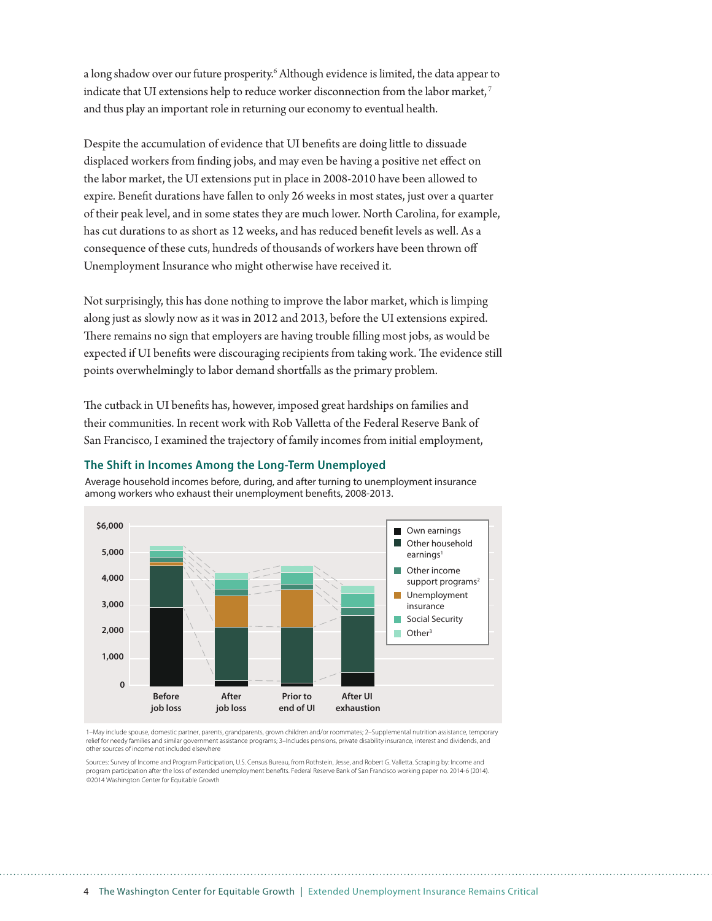a long shadow over our future prosperity.[6] Although evidence is limited, the data appear to indicate that UI extensions help to reduce worker disconnection from the labor market,[7] and thus play an important role in returning our economy to eventual health.

Despite the accumulation of evidence that UI benefits are doing little to dissuade displaced workers from finding jobs, and may even be having a positive net effect on the labor market, the UI extensions put in place in 2008-2010 have been allowed to expire. Benefit durations have fallen to only 26 weeks in most states, just over a quarter of their peak level, and in some states they are much lower. North Carolina, for example, has cut durations to as short as 12 weeks, and has reduced benefit levels as well. As a consequence of these cuts, hundreds of thousands of workers have been thrown off Unemployment Insurance who might otherwise have received it.

Not surprisingly, this has done nothing to improve the labor market, which is limping along just as slowly now as it was in 2012 and 2013, before the UI extensions expired. There remains no sign that employers are having trouble filling most jobs, as would be expected if UI benefits were discouraging recipients from taking work. The evidence still points overwhelmingly to labor demand shortfalls as the primary problem.

The cutback in UI benefits has, however, imposed great hardships on families and their communities. In recent work with Rob Valletta of the Federal Reserve Bank of San Francisco, I examined the trajectory of family incomes from initial employment,

### The Shift in Incomes Among the Long-Term Unemployed

Average household incomes before, during, and after turning to unemployment insurance among workers who exhaust their unemployment benefits, 2008-2013.

Legend: Own earnings; Other household earnings[1]; Other income support programs[2]; Unemployment insurance; Social Security; Other[3]

Y-axis: $6,000; 5,000; 4,000; 3,000; 2,000; 1,000; 0

X-axis: Before job loss; After job loss; Prior to end of UI; After UI exhaustion

1–May include spouse, domestic partner, parents, grandparents, grown children and/or roommates; 2–Supplemental nutrition assistance, temporary relief for needy families and similar government assistance programs; 3–Includes pensions, private disability insurance, interest and dividends, and other sources of income not included elsewhere

Sources: Survey of Income and Program Participation, U.S. Census Bureau, from Rothstein, Jesse, and Robert G. Valletta. Scraping by: Income and program participation after the loss of extended unemployment benefits. Federal Reserve Bank of San Francisco working paper no. 2014-6 (2014). ©2014 Washington Center for Equitable Growth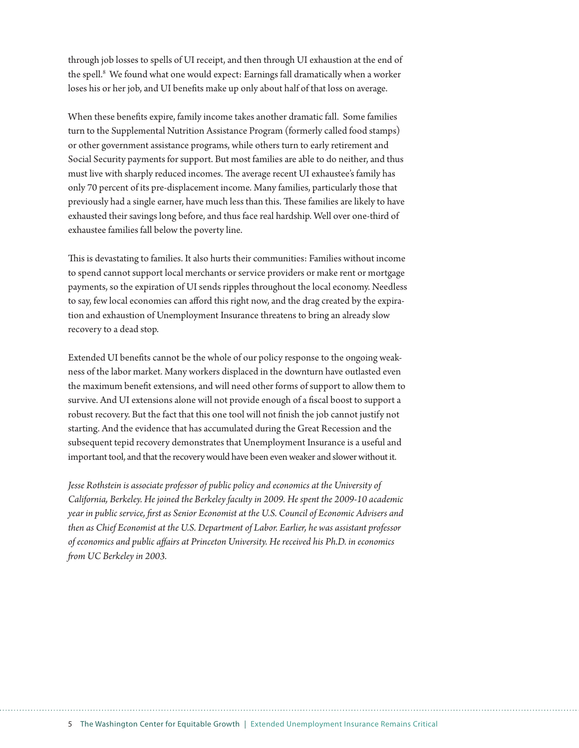through job losses to spells of UI receipt, and then through UI exhaustion at the end of the spell.[8] We found what one would expect: Earnings fall dramatically when a worker loses his or her job, and UI benefits make up only about half of that loss on average.

When these benefits expire, family income takes another dramatic fall. Some families turn to the Supplemental Nutrition Assistance Program (formerly called food stamps) or other government assistance programs, while others turn to early retirement and Social Security payments for support. But most families are able to do neither, and thus must live with sharply reduced incomes. The average recent UI exhaustee's family has only 70 percent of its pre-displacement income. Many families, particularly those that previously had a single earner, have much less than this. These families are likely to have exhausted their savings long before, and thus face real hardship. Well over one-third of exhaustee families fall below the poverty line.

This is devastating to families. It also hurts their communities: Families without income to spend cannot support local merchants or service providers or make rent or mortgage payments, so the expiration of UI sends ripples throughout the local economy. Needless to say, few local economies can afford this right now, and the drag created by the expiration and exhaustion of Unemployment Insurance threatens to bring an already slow recovery to a dead stop.

Extended UI benefits cannot be the whole of our policy response to the ongoing weakness of the labor market. Many workers displaced in the downturn have outlasted even the maximum benefit extensions, and will need other forms of support to allow them to survive. And UI extensions alone will not provide enough of a fiscal boost to support a robust recovery. But the fact that this one tool will not finish the job cannot justify not starting. And the evidence that has accumulated during the Great Recession and the subsequent tepid recovery demonstrates that Unemployment Insurance is a useful and important tool, and that the recovery would have been even weaker and slower without it.

*Jesse Rothstein is associate professor of public policy and economics at the University of California, Berkeley. He joined the Berkeley faculty in 2009. He spent the 2009-10 academic year in public service, first as Senior Economist at the U.S. Council of Economic Advisers and then as Chief Economist at the U.S. Department of Labor. Earlier, he was assistant professor of economics and public affairs at Princeton University. He received his Ph.D. in economics from UC Berkeley in 2003.*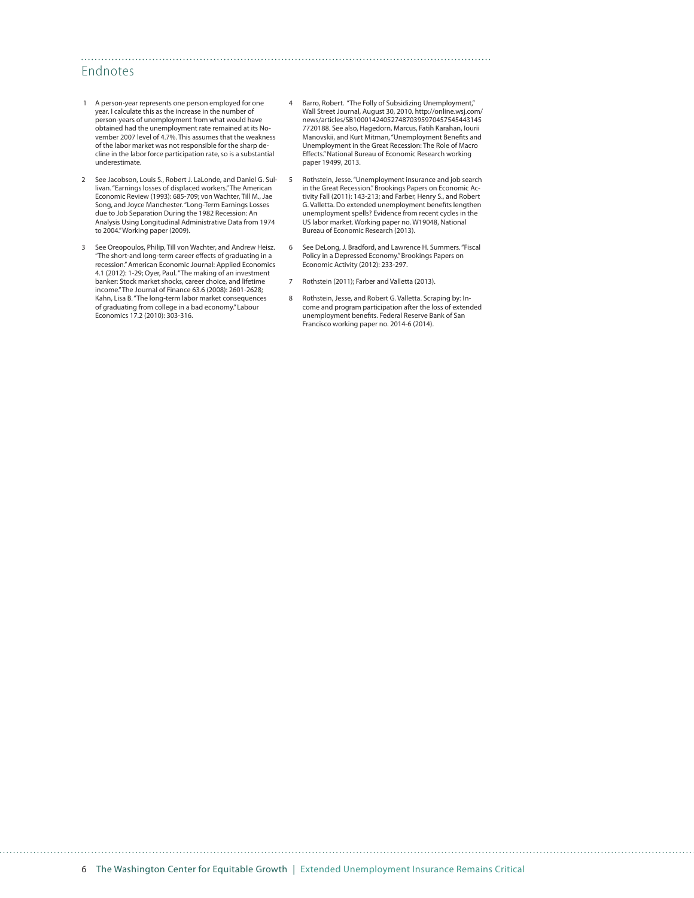## Endnotes

1. A person-year represents one person employed for one year. I calculate this as the increase in the number of person-years of unemployment from what would have obtained had the unemployment rate remained at its November 2007 level of 4.7%. This assumes that the weakness of the labor market was not responsible for the sharp decline in the labor force participation rate, so is a substantial underestimate.

2. See Jacobson, Louis S., Robert J. LaLonde, and Daniel G. Sullivan. "Earnings losses of displaced workers." The American Economic Review (1993): 685-709; von Wachter, Till M., Jae Song, and Joyce Manchester. "Long-Term Earnings Losses due to Job Separation During the 1982 Recession: An Analysis Using Longitudinal Administrative Data from 1974 to 2004." Working paper (2009).

3. See Oreopoulos, Philip, Till von Wachter, and Andrew Heisz. "The short-and long-term career effects of graduating in a recession." American Economic Journal: Applied Economics 4.1 (2012): 1-29; Oyer, Paul. "The making of an investment banker: Stock market shocks, career choice, and lifetime income." The Journal of Finance 63.6 (2008): 2601-2628; Kahn, Lisa B. "The long-term labor market consequences of graduating from college in a bad economy." Labour Economics 17.2 (2010): 303-316.

4. Barro, Robert. "The Folly of Subsidizing Unemployment," Wall Street Journal, August 30, 2010. http://online.wsj.com/news/articles/SB10001424052748703959704575454431457720188. See also, Hagedorn, Marcus, Fatih Karahan, Iourii Manovskii, and Kurt Mitman, "Unemployment Benefits and Unemployment in the Great Recession: The Role of Macro Effects." National Bureau of Economic Research working paper 19499, 2013.

5. Rothstein, Jesse. "Unemployment insurance and job search in the Great Recession." Brookings Papers on Economic Activity Fall (2011): 143-213; and Farber, Henry S., and Robert G. Valletta. Do extended unemployment benefits lengthen unemployment spells? Evidence from recent cycles in the US labor market. Working paper no. W19048, National Bureau of Economic Research (2013).

6. See DeLong, J. Bradford, and Lawrence H. Summers. "Fiscal Policy in a Depressed Economy." Brookings Papers on Economic Activity (2012): 233-297.

7. Rothstein (2011); Farber and Valletta (2013).

8. Rothstein, Jesse, and Robert G. Valletta. Scraping by: Income and program participation after the loss of extended unemployment benefits. Federal Reserve Bank of San Francisco working paper no. 2014-6 (2014).